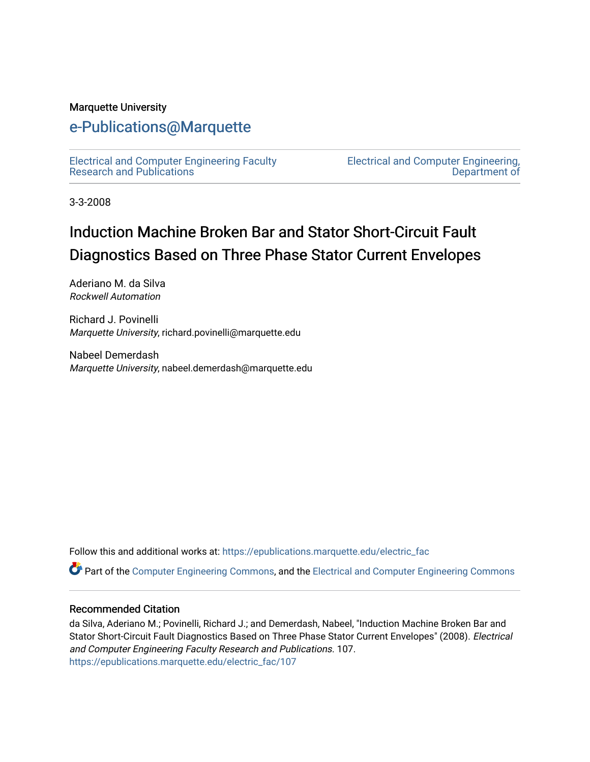Marquette University

# e-Publications@Marquette

Electrical and Computer Engineering Faculty Research and Publications

Electrical and Computer Engineering, Department of

3-3-2008

# Induction Machine Broken Bar and Stator Short-Circuit Fault Diagnostics Based on Three Phase Stator Current Envelopes

Aderiano M. da Silva
*Rockwell Automation*

Richard J. Povinelli
*Marquette University*, richard.povinelli@marquette.edu

Nabeel Demerdash
*Marquette University*, nabeel.demerdash@marquette.edu

Follow this and additional works at: https://epublications.marquette.edu/electric_fac

Part of the Computer Engineering Commons, and the Electrical and Computer Engineering Commons

## Recommended Citation

da Silva, Aderiano M.; Povinelli, Richard J.; and Demerdash, Nabeel, "Induction Machine Broken Bar and Stator Short-Circuit Fault Diagnostics Based on Three Phase Stator Current Envelopes" (2008). *Electrical and Computer Engineering Faculty Research and Publications*. 107.
https://epublications.marquette.edu/electric_fac/107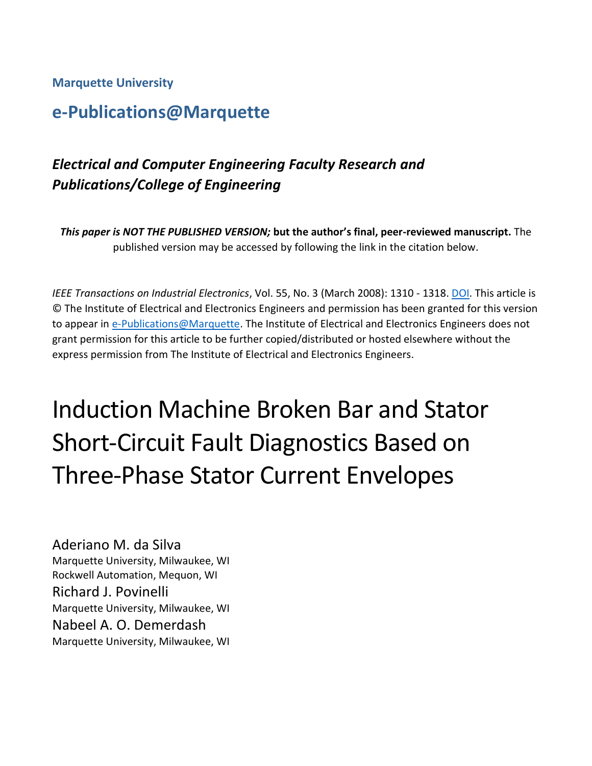Marquette University

# e-Publications@Marquette

## *Electrical and Computer Engineering Faculty Research and Publications/College of Engineering*

***This paper is NOT THE PUBLISHED VERSION;* but the author's final, peer-reviewed manuscript.** The published version may be accessed by following the link in the citation below.

*IEEE Transactions on Industrial Electronics*, Vol. 55, No. 3 (March 2008): 1310 - 1318. DOI. This article is © The Institute of Electrical and Electronics Engineers and permission has been granted for this version to appear in e-Publications@Marquette. The Institute of Electrical and Electronics Engineers does not grant permission for this article to be further copied/distributed or hosted elsewhere without the express permission from The Institute of Electrical and Electronics Engineers.

# Induction Machine Broken Bar and Stator Short-Circuit Fault Diagnostics Based on Three-Phase Stator Current Envelopes

Aderiano M. da Silva
Marquette University, Milwaukee, WI
Rockwell Automation, Mequon, WI

Richard J. Povinelli
Marquette University, Milwaukee, WI

Nabeel A. O. Demerdash
Marquette University, Milwaukee, WI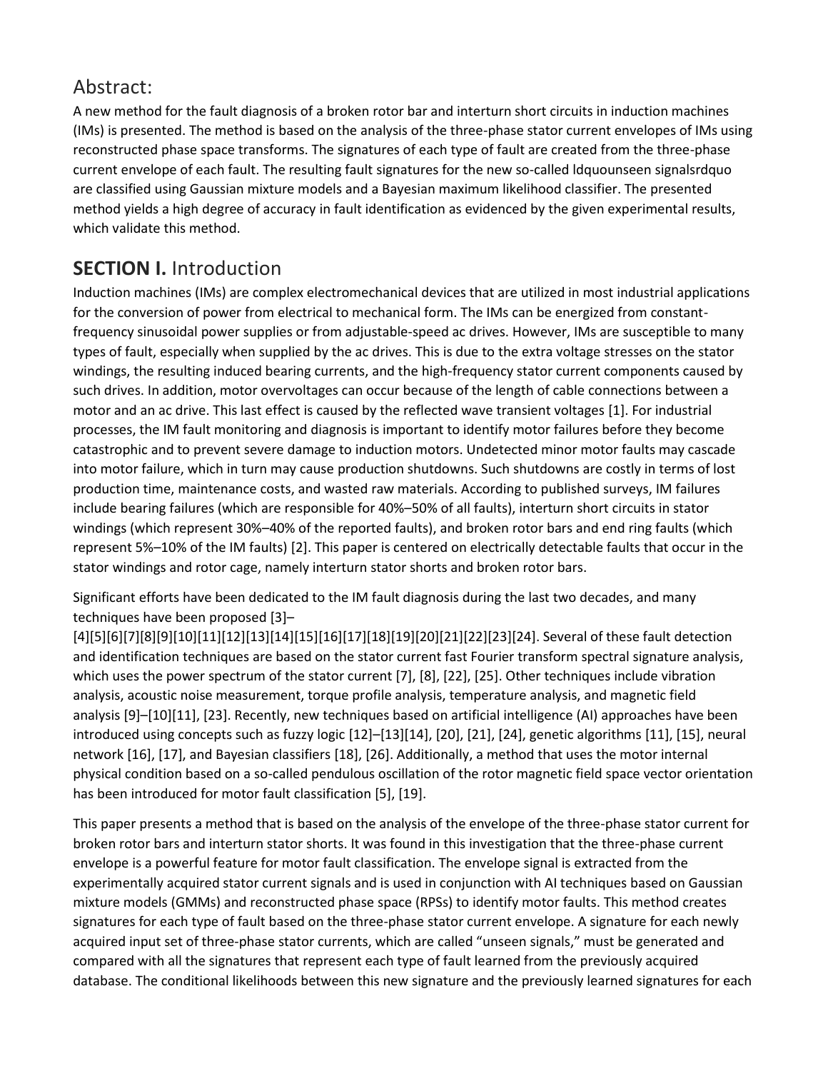## Abstract:

A new method for the fault diagnosis of a broken rotor bar and interturn short circuits in induction machines (IMs) is presented. The method is based on the analysis of the three-phase stator current envelopes of IMs using reconstructed phase space transforms. The signatures of each type of fault are created from the three-phase current envelope of each fault. The resulting fault signatures for the new so-called ldquounseen signalsrdquo are classified using Gaussian mixture models and a Bayesian maximum likelihood classifier. The presented method yields a high degree of accuracy in fault identification as evidenced by the given experimental results, which validate this method.

## **SECTION I.** Introduction

Induction machines (IMs) are complex electromechanical devices that are utilized in most industrial applications for the conversion of power from electrical to mechanical form. The IMs can be energized from constant-frequency sinusoidal power supplies or from adjustable-speed ac drives. However, IMs are susceptible to many types of fault, especially when supplied by the ac drives. This is due to the extra voltage stresses on the stator windings, the resulting induced bearing currents, and the high-frequency stator current components caused by such drives. In addition, motor overvoltages can occur because of the length of cable connections between a motor and an ac drive. This last effect is caused by the reflected wave transient voltages [1]. For industrial processes, the IM fault monitoring and diagnosis is important to identify motor failures before they become catastrophic and to prevent severe damage to induction motors. Undetected minor motor faults may cascade into motor failure, which in turn may cause production shutdowns. Such shutdowns are costly in terms of lost production time, maintenance costs, and wasted raw materials. According to published surveys, IM failures include bearing failures (which are responsible for 40%–50% of all faults), interturn short circuits in stator windings (which represent 30%–40% of the reported faults), and broken rotor bars and end ring faults (which represent 5%–10% of the IM faults) [2]. This paper is centered on electrically detectable faults that occur in the stator windings and rotor cage, namely interturn stator shorts and broken rotor bars.

Significant efforts have been dedicated to the IM fault diagnosis during the last two decades, and many techniques have been proposed [3]–[4][5][6][7][8][9][10][11][12][13][14][15][16][17][18][19][20][21][22][23][24]. Several of these fault detection and identification techniques are based on the stator current fast Fourier transform spectral signature analysis, which uses the power spectrum of the stator current [7], [8], [22], [25]. Other techniques include vibration analysis, acoustic noise measurement, torque profile analysis, temperature analysis, and magnetic field analysis [9]–[10][11], [23]. Recently, new techniques based on artificial intelligence (AI) approaches have been introduced using concepts such as fuzzy logic [12]–[13][14], [20], [21], [24], genetic algorithms [11], [15], neural network [16], [17], and Bayesian classifiers [18], [26]. Additionally, a method that uses the motor internal physical condition based on a so-called pendulous oscillation of the rotor magnetic field space vector orientation has been introduced for motor fault classification [5], [19].

This paper presents a method that is based on the analysis of the envelope of the three-phase stator current for broken rotor bars and interturn stator shorts. It was found in this investigation that the three-phase current envelope is a powerful feature for motor fault classification. The envelope signal is extracted from the experimentally acquired stator current signals and is used in conjunction with AI techniques based on Gaussian mixture models (GMMs) and reconstructed phase space (RPSs) to identify motor faults. This method creates signatures for each type of fault based on the three-phase stator current envelope. A signature for each newly acquired input set of three-phase stator currents, which are called "unseen signals," must be generated and compared with all the signatures that represent each type of fault learned from the previously acquired database. The conditional likelihoods between this new signature and the previously learned signatures for each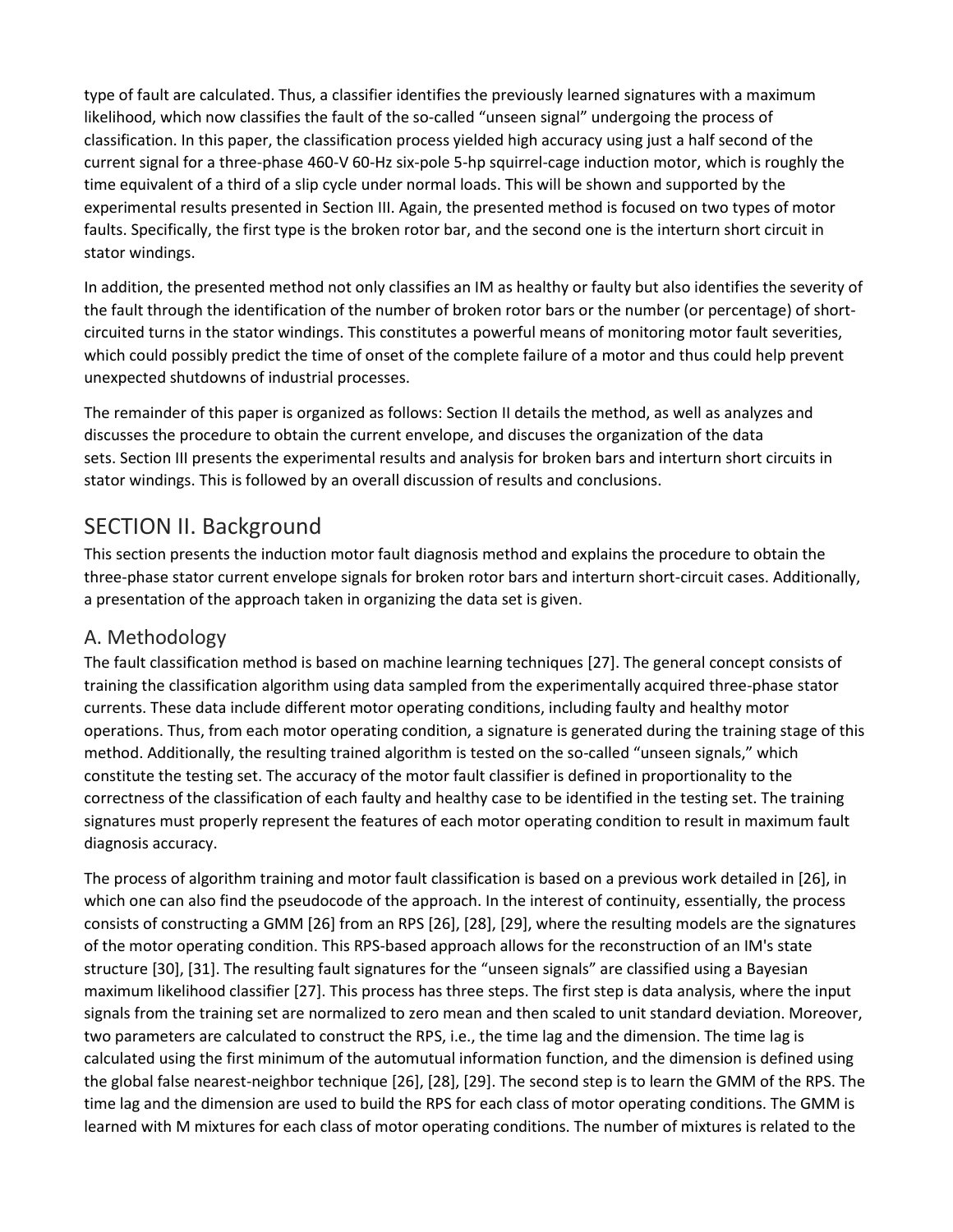type of fault are calculated. Thus, a classifier identifies the previously learned signatures with a maximum likelihood, which now classifies the fault of the so-called "unseen signal" undergoing the process of classification. In this paper, the classification process yielded high accuracy using just a half second of the current signal for a three-phase 460-V 60-Hz six-pole 5-hp squirrel-cage induction motor, which is roughly the time equivalent of a third of a slip cycle under normal loads. This will be shown and supported by the experimental results presented in Section III. Again, the presented method is focused on two types of motor faults. Specifically, the first type is the broken rotor bar, and the second one is the interturn short circuit in stator windings.

In addition, the presented method not only classifies an IM as healthy or faulty but also identifies the severity of the fault through the identification of the number of broken rotor bars or the number (or percentage) of short-circuited turns in the stator windings. This constitutes a powerful means of monitoring motor fault severities, which could possibly predict the time of onset of the complete failure of a motor and thus could help prevent unexpected shutdowns of industrial processes.

The remainder of this paper is organized as follows: Section II details the method, as well as analyzes and discusses the procedure to obtain the current envelope, and discuses the organization of the data sets. Section III presents the experimental results and analysis for broken bars and interturn short circuits in stator windings. This is followed by an overall discussion of results and conclusions.

## SECTION II. Background

This section presents the induction motor fault diagnosis method and explains the procedure to obtain the three-phase stator current envelope signals for broken rotor bars and interturn short-circuit cases. Additionally, a presentation of the approach taken in organizing the data set is given.

### A. Methodology

The fault classification method is based on machine learning techniques [27]. The general concept consists of training the classification algorithm using data sampled from the experimentally acquired three-phase stator currents. These data include different motor operating conditions, including faulty and healthy motor operations. Thus, from each motor operating condition, a signature is generated during the training stage of this method. Additionally, the resulting trained algorithm is tested on the so-called "unseen signals," which constitute the testing set. The accuracy of the motor fault classifier is defined in proportionality to the correctness of the classification of each faulty and healthy case to be identified in the testing set. The training signatures must properly represent the features of each motor operating condition to result in maximum fault diagnosis accuracy.

The process of algorithm training and motor fault classification is based on a previous work detailed in [26], in which one can also find the pseudocode of the approach. In the interest of continuity, essentially, the process consists of constructing a GMM [26] from an RPS [26], [28], [29], where the resulting models are the signatures of the motor operating condition. This RPS-based approach allows for the reconstruction of an IM's state structure [30], [31]. The resulting fault signatures for the "unseen signals" are classified using a Bayesian maximum likelihood classifier [27]. This process has three steps. The first step is data analysis, where the input signals from the training set are normalized to zero mean and then scaled to unit standard deviation. Moreover, two parameters are calculated to construct the RPS, i.e., the time lag and the dimension. The time lag is calculated using the first minimum of the automutual information function, and the dimension is defined using the global false nearest-neighbor technique [26], [28], [29]. The second step is to learn the GMM of the RPS. The time lag and the dimension are used to build the RPS for each class of motor operating conditions. The GMM is learned with M mixtures for each class of motor operating conditions. The number of mixtures is related to the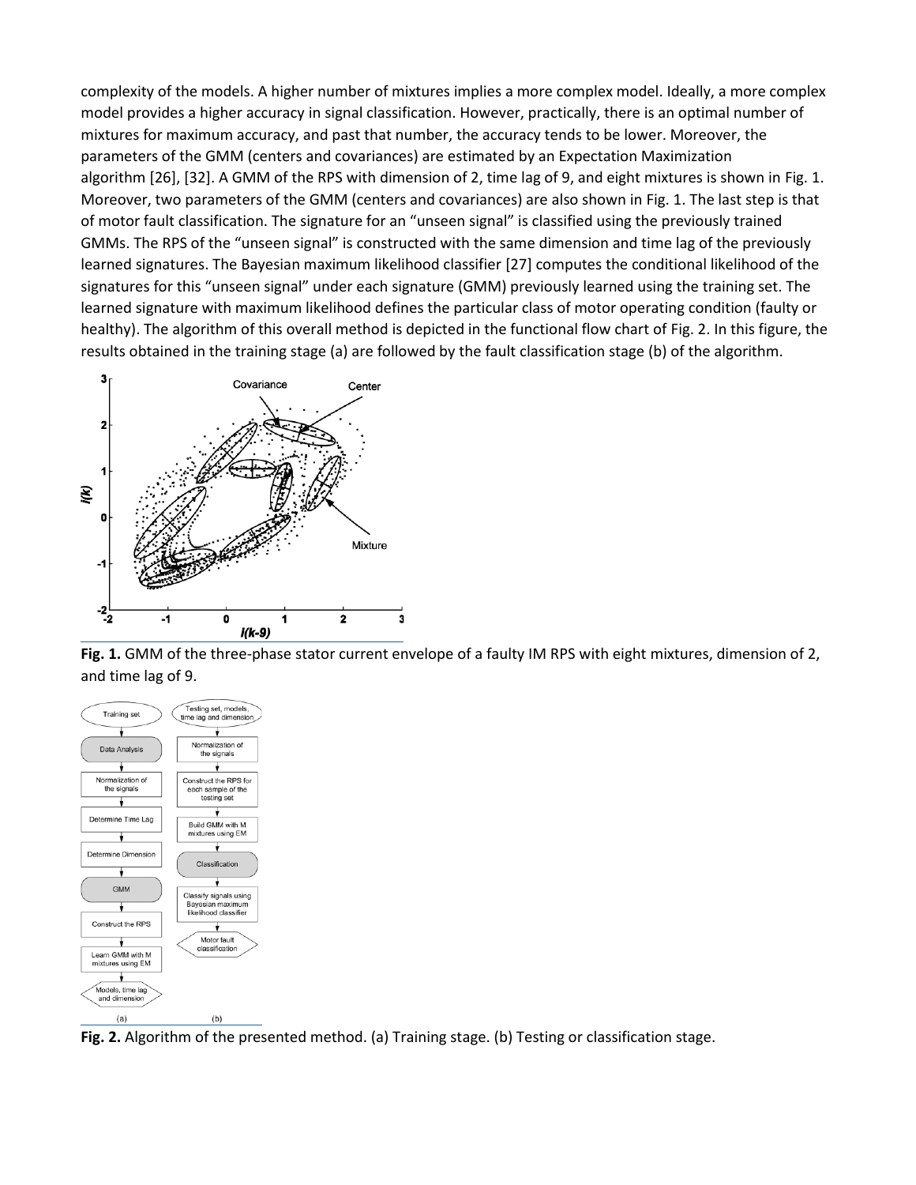complexity of the models. A higher number of mixtures implies a more complex model. Ideally, a more complex model provides a higher accuracy in signal classification. However, practically, there is an optimal number of mixtures for maximum accuracy, and past that number, the accuracy tends to be lower. Moreover, the parameters of the GMM (centers and covariances) are estimated by an Expectation Maximization algorithm [26], [32]. A GMM of the RPS with dimension of 2, time lag of 9, and eight mixtures is shown in Fig. 1. Moreover, two parameters of the GMM (centers and covariances) are also shown in Fig. 1. The last step is that of motor fault classification. The signature for an "unseen signal" is classified using the previously trained GMMs. The RPS of the "unseen signal" is constructed with the same dimension and time lag of the previously learned signatures. The Bayesian maximum likelihood classifier [27] computes the conditional likelihood of the signatures for this "unseen signal" under each signature (GMM) previously learned using the training set. The learned signature with maximum likelihood defines the particular class of motor operating condition (faulty or healthy). The algorithm of this overall method is depicted in the functional flow chart of Fig. 2. In this figure, the results obtained in the training stage (a) are followed by the fault classification stage (b) of the algorithm.

**Fig. 1.** GMM of the three-phase stator current envelope of a faulty IM RPS with eight mixtures, dimension of 2, and time lag of 9.

**Fig. 2.** Algorithm of the presented method. (a) Training stage. (b) Testing or classification stage.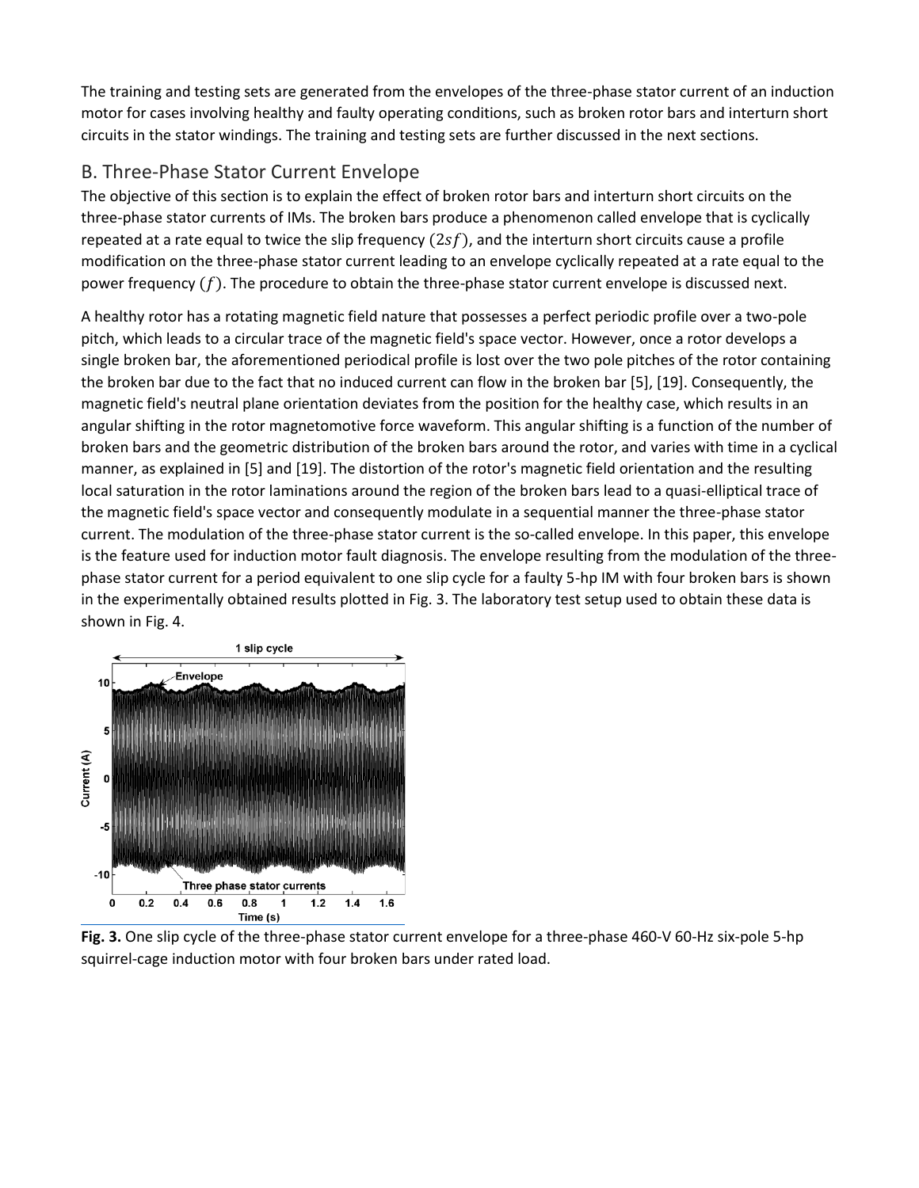The training and testing sets are generated from the envelopes of the three-phase stator current of an induction motor for cases involving healthy and faulty operating conditions, such as broken rotor bars and interturn short circuits in the stator windings. The training and testing sets are further discussed in the next sections.

## B. Three-Phase Stator Current Envelope

The objective of this section is to explain the effect of broken rotor bars and interturn short circuits on the three-phase stator currents of IMs. The broken bars produce a phenomenon called envelope that is cyclically repeated at a rate equal to twice the slip frequency $(2sf)$, and the interturn short circuits cause a profile modification on the three-phase stator current leading to an envelope cyclically repeated at a rate equal to the power frequency $(f)$. The procedure to obtain the three-phase stator current envelope is discussed next.

A healthy rotor has a rotating magnetic field nature that possesses a perfect periodic profile over a two-pole pitch, which leads to a circular trace of the magnetic field's space vector. However, once a rotor develops a single broken bar, the aforementioned periodical profile is lost over the two pole pitches of the rotor containing the broken bar due to the fact that no induced current can flow in the broken bar [5], [19]. Consequently, the magnetic field's neutral plane orientation deviates from the position for the healthy case, which results in an angular shifting in the rotor magnetomotive force waveform. This angular shifting is a function of the number of broken bars and the geometric distribution of the broken bars around the rotor, and varies with time in a cyclical manner, as explained in [5] and [19]. The distortion of the rotor's magnetic field orientation and the resulting local saturation in the rotor laminations around the region of the broken bars lead to a quasi-elliptical trace of the magnetic field's space vector and consequently modulate in a sequential manner the three-phase stator current. The modulation of the three-phase stator current is the so-called envelope. In this paper, this envelope is the feature used for induction motor fault diagnosis. The envelope resulting from the modulation of the three-phase stator current for a period equivalent to one slip cycle for a faulty 5-hp IM with four broken bars is shown in the experimentally obtained results plotted in Fig. 3. The laboratory test setup used to obtain these data is shown in Fig. 4.

1 slip cycle
Envelope
Three phase stator currents
Current (A)
10
5
0
-5
-10
0 0.2 0.4 0.6 0.8 1 1.2 1.4 1.6
Time (s)

**Fig. 3.** One slip cycle of the three-phase stator current envelope for a three-phase 460-V 60-Hz six-pole 5-hp squirrel-cage induction motor with four broken bars under rated load.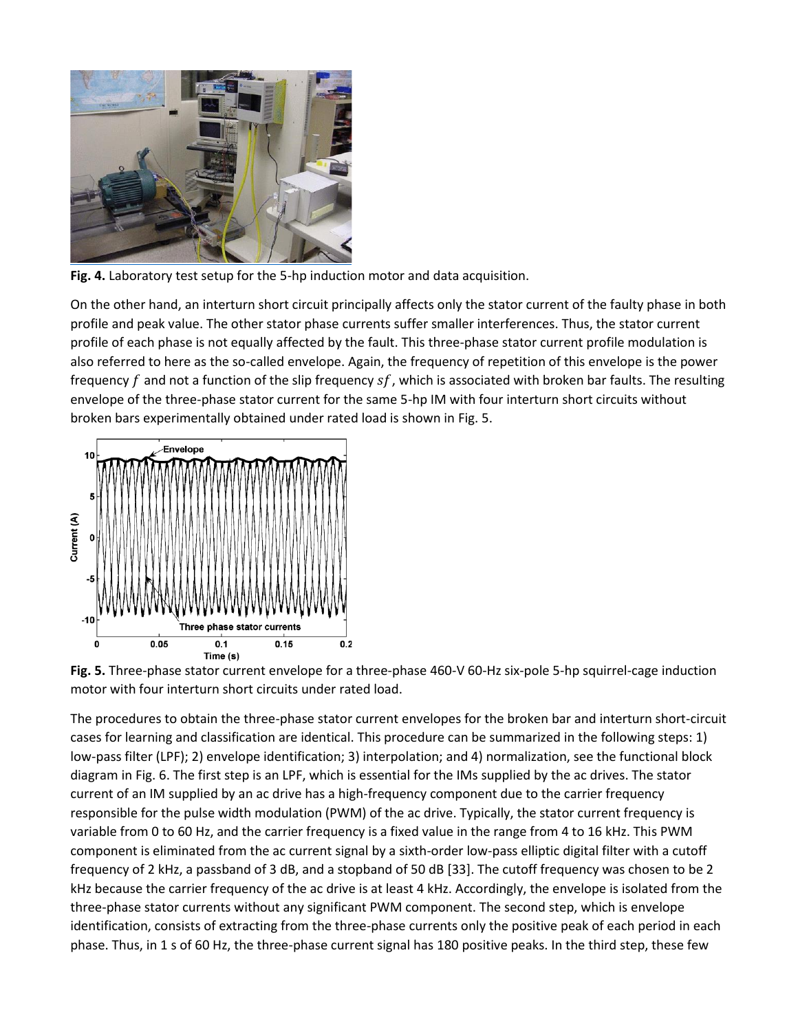**Fig. 4.** Laboratory test setup for the 5-hp induction motor and data acquisition.

On the other hand, an interturn short circuit principally affects only the stator current of the faulty phase in both profile and peak value. The other stator phase currents suffer smaller interferences. Thus, the stator current profile of each phase is not equally affected by the fault. This three-phase stator current profile modulation is also referred to here as the so-called envelope. Again, the frequency of repetition of this envelope is the power frequency $f$ and not a function of the slip frequency $sf$, which is associated with broken bar faults. The resulting envelope of the three-phase stator current for the same 5-hp IM with four interturn short circuits without broken bars experimentally obtained under rated load is shown in Fig. 5.

**Fig. 5.** Three-phase stator current envelope for a three-phase 460-V 60-Hz six-pole 5-hp squirrel-cage induction motor with four interturn short circuits under rated load.

The procedures to obtain the three-phase stator current envelopes for the broken bar and interturn short-circuit cases for learning and classification are identical. This procedure can be summarized in the following steps: 1) low-pass filter (LPF); 2) envelope identification; 3) interpolation; and 4) normalization, see the functional block diagram in Fig. 6. The first step is an LPF, which is essential for the IMs supplied by the ac drives. The stator current of an IM supplied by an ac drive has a high-frequency component due to the carrier frequency responsible for the pulse width modulation (PWM) of the ac drive. Typically, the stator current frequency is variable from 0 to 60 Hz, and the carrier frequency is a fixed value in the range from 4 to 16 kHz. This PWM component is eliminated from the ac current signal by a sixth-order low-pass elliptic digital filter with a cutoff frequency of 2 kHz, a passband of 3 dB, and a stopband of 50 dB [33]. The cutoff frequency was chosen to be 2 kHz because the carrier frequency of the ac drive is at least 4 kHz. Accordingly, the envelope is isolated from the three-phase stator currents without any significant PWM component. The second step, which is envelope identification, consists of extracting from the three-phase currents only the positive peak of each period in each phase. Thus, in 1 s of 60 Hz, the three-phase current signal has 180 positive peaks. In the third step, these few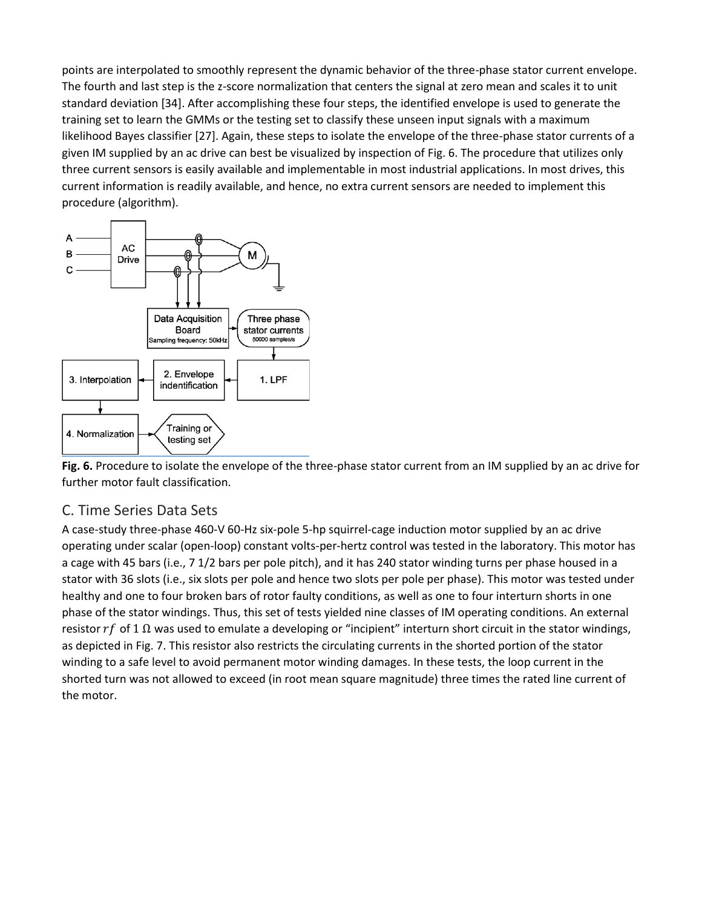points are interpolated to smoothly represent the dynamic behavior of the three-phase stator current envelope. The fourth and last step is the z-score normalization that centers the signal at zero mean and scales it to unit standard deviation [34]. After accomplishing these four steps, the identified envelope is used to generate the training set to learn the GMMs or the testing set to classify these unseen input signals with a maximum likelihood Bayes classifier [27]. Again, these steps to isolate the envelope of the three-phase stator currents of a given IM supplied by an ac drive can best be visualized by inspection of Fig. 6. The procedure that utilizes only three current sensors is easily available and implementable in most industrial applications. In most drives, this current information is readily available, and hence, no extra current sensors are needed to implement this procedure (algorithm).

**Fig. 6.** Procedure to isolate the envelope of the three-phase stator current from an IM supplied by an ac drive for further motor fault classification.

## C. Time Series Data Sets

A case-study three-phase 460-V 60-Hz six-pole 5-hp squirrel-cage induction motor supplied by an ac drive operating under scalar (open-loop) constant volts-per-hertz control was tested in the laboratory. This motor has a cage with 45 bars (i.e., 7 1/2 bars per pole pitch), and it has 240 stator winding turns per phase housed in a stator with 36 slots (i.e., six slots per pole and hence two slots per pole per phase). This motor was tested under healthy and one to four broken bars of rotor faulty conditions, as well as one to four interturn shorts in one phase of the stator windings. Thus, this set of tests yielded nine classes of IM operating conditions. An external resistor $rf$ of 1 Ω was used to emulate a developing or "incipient" interturn short circuit in the stator windings, as depicted in Fig. 7. This resistor also restricts the circulating currents in the shorted portion of the stator winding to a safe level to avoid permanent motor winding damages. In these tests, the loop current in the shorted turn was not allowed to exceed (in root mean square magnitude) three times the rated line current of the motor.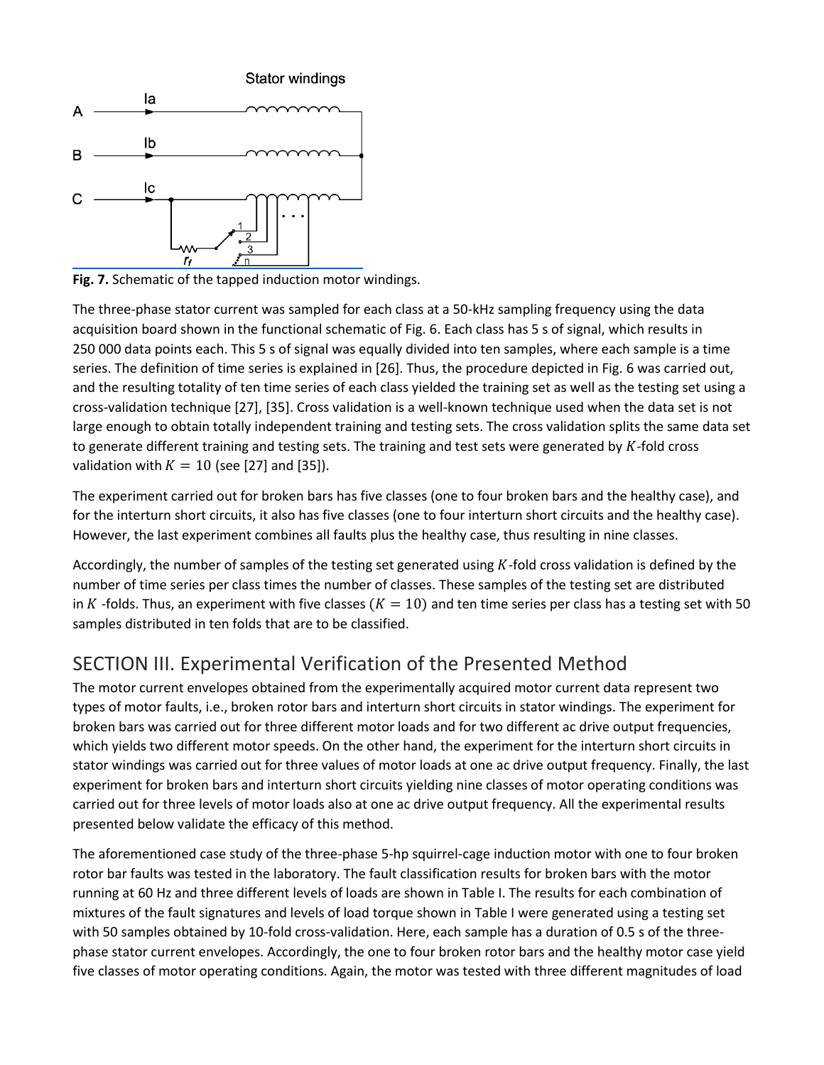**Fig. 7.** Schematic of the tapped induction motor windings.

The three-phase stator current was sampled for each class at a 50-kHz sampling frequency using the data acquisition board shown in the functional schematic of Fig. 6. Each class has 5 s of signal, which results in 250 000 data points each. This 5 s of signal was equally divided into ten samples, where each sample is a time series. The definition of time series is explained in [26]. Thus, the procedure depicted in Fig. 6 was carried out, and the resulting totality of ten time series of each class yielded the training set as well as the testing set using a cross-validation technique [27], [35]. Cross validation is a well-known technique used when the data set is not large enough to obtain totally independent training and testing sets. The cross validation splits the same data set to generate different training and testing sets. The training and test sets were generated by $K$-fold cross validation with $K = 10$ (see [27] and [35]).

The experiment carried out for broken bars has five classes (one to four broken bars and the healthy case), and for the interturn short circuits, it also has five classes (one to four interturn short circuits and the healthy case). However, the last experiment combines all faults plus the healthy case, thus resulting in nine classes.

Accordingly, the number of samples of the testing set generated using $K$-fold cross validation is defined by the number of time series per class times the number of classes. These samples of the testing set are distributed in $K$ -folds. Thus, an experiment with five classes ($K = 10$) and ten time series per class has a testing set with 50 samples distributed in ten folds that are to be classified.

## SECTION III. Experimental Verification of the Presented Method

The motor current envelopes obtained from the experimentally acquired motor current data represent two types of motor faults, i.e., broken rotor bars and interturn short circuits in stator windings. The experiment for broken bars was carried out for three different motor loads and for two different ac drive output frequencies, which yields two different motor speeds. On the other hand, the experiment for the interturn short circuits in stator windings was carried out for three values of motor loads at one ac drive output frequency. Finally, the last experiment for broken bars and interturn short circuits yielding nine classes of motor operating conditions was carried out for three levels of motor loads also at one ac drive output frequency. All the experimental results presented below validate the efficacy of this method.

The aforementioned case study of the three-phase 5-hp squirrel-cage induction motor with one to four broken rotor bar faults was tested in the laboratory. The fault classification results for broken bars with the motor running at 60 Hz and three different levels of loads are shown in Table I. The results for each combination of mixtures of the fault signatures and levels of load torque shown in Table I were generated using a testing set with 50 samples obtained by 10-fold cross-validation. Here, each sample has a duration of 0.5 s of the three-phase stator current envelopes. Accordingly, the one to four broken rotor bars and the healthy motor case yield five classes of motor operating conditions. Again, the motor was tested with three different magnitudes of load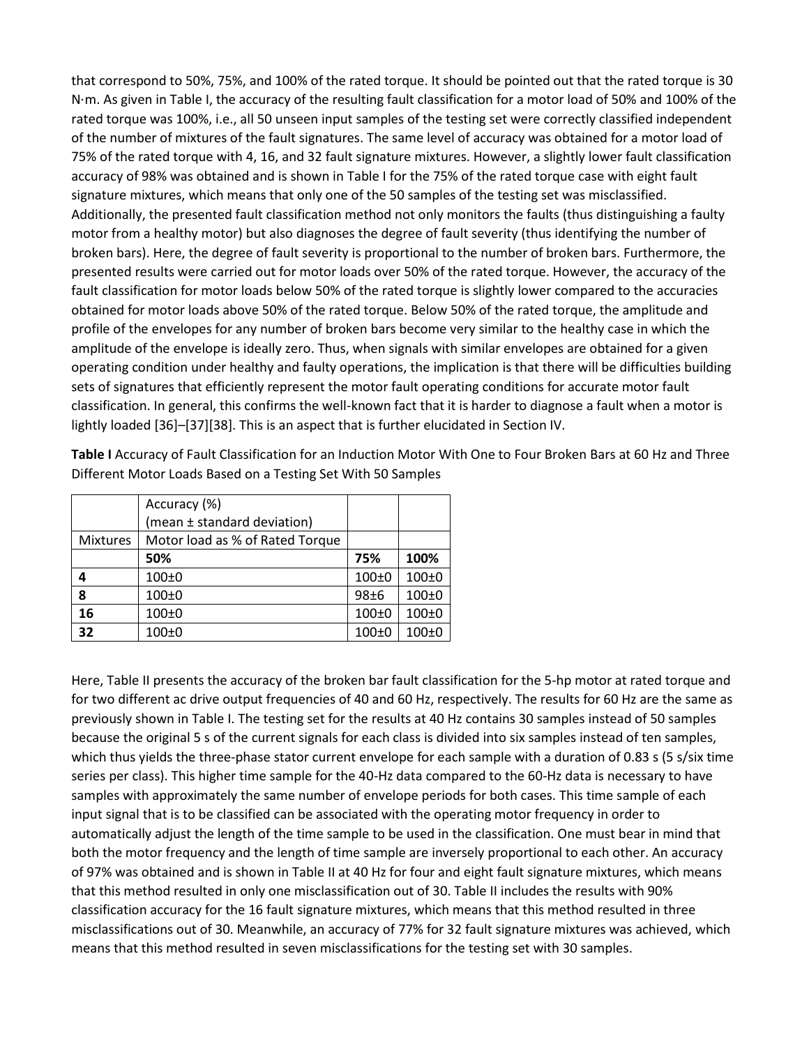that correspond to 50%, 75%, and 100% of the rated torque. It should be pointed out that the rated torque is 30 N·m. As given in Table I, the accuracy of the resulting fault classification for a motor load of 50% and 100% of the rated torque was 100%, i.e., all 50 unseen input samples of the testing set were correctly classified independent of the number of mixtures of the fault signatures. The same level of accuracy was obtained for a motor load of 75% of the rated torque with 4, 16, and 32 fault signature mixtures. However, a slightly lower fault classification accuracy of 98% was obtained and is shown in Table I for the 75% of the rated torque case with eight fault signature mixtures, which means that only one of the 50 samples of the testing set was misclassified. Additionally, the presented fault classification method not only monitors the faults (thus distinguishing a faulty motor from a healthy motor) but also diagnoses the degree of fault severity (thus identifying the number of broken bars). Here, the degree of fault severity is proportional to the number of broken bars. Furthermore, the presented results were carried out for motor loads over 50% of the rated torque. However, the accuracy of the fault classification for motor loads below 50% of the rated torque is slightly lower compared to the accuracies obtained for motor loads above 50% of the rated torque. Below 50% of the rated torque, the amplitude and profile of the envelopes for any number of broken bars become very similar to the healthy case in which the amplitude of the envelope is ideally zero. Thus, when signals with similar envelopes are obtained for a given operating condition under healthy and faulty operations, the implication is that there will be difficulties building sets of signatures that efficiently represent the motor fault operating conditions for accurate motor fault classification. In general, this confirms the well-known fact that it is harder to diagnose a fault when a motor is lightly loaded [36]–[37][38]. This is an aspect that is further elucidated in Section IV.

**Table I** Accuracy of Fault Classification for an Induction Motor With One to Four Broken Bars at 60 Hz and Three Different Motor Loads Based on a Testing Set With 50 Samples

| | Accuracy (%) (mean ± standard deviation) | | |
|---|---|---|---|
| Mixtures | Motor load as % of Rated Torque | | |
| | **50%** | **75%** | **100%** |
| **4** | 100±0 | 100±0 | 100±0 |
| **8** | 100±0 | 98±6 | 100±0 |
| **16** | 100±0 | 100±0 | 100±0 |
| **32** | 100±0 | 100±0 | 100±0 |

Here, Table II presents the accuracy of the broken bar fault classification for the 5-hp motor at rated torque and for two different ac drive output frequencies of 40 and 60 Hz, respectively. The results for 60 Hz are the same as previously shown in Table I. The testing set for the results at 40 Hz contains 30 samples instead of 50 samples because the original 5 s of the current signals for each class is divided into six samples instead of ten samples, which thus yields the three-phase stator current envelope for each sample with a duration of 0.83 s (5 s/six time series per class). This higher time sample for the 40-Hz data compared to the 60-Hz data is necessary to have samples with approximately the same number of envelope periods for both cases. This time sample of each input signal that is to be classified can be associated with the operating motor frequency in order to automatically adjust the length of the time sample to be used in the classification. One must bear in mind that both the motor frequency and the length of time sample are inversely proportional to each other. An accuracy of 97% was obtained and is shown in Table II at 40 Hz for four and eight fault signature mixtures, which means that this method resulted in only one misclassification out of 30. Table II includes the results with 90% classification accuracy for the 16 fault signature mixtures, which means that this method resulted in three misclassifications out of 30. Meanwhile, an accuracy of 77% for 32 fault signature mixtures was achieved, which means that this method resulted in seven misclassifications for the testing set with 30 samples.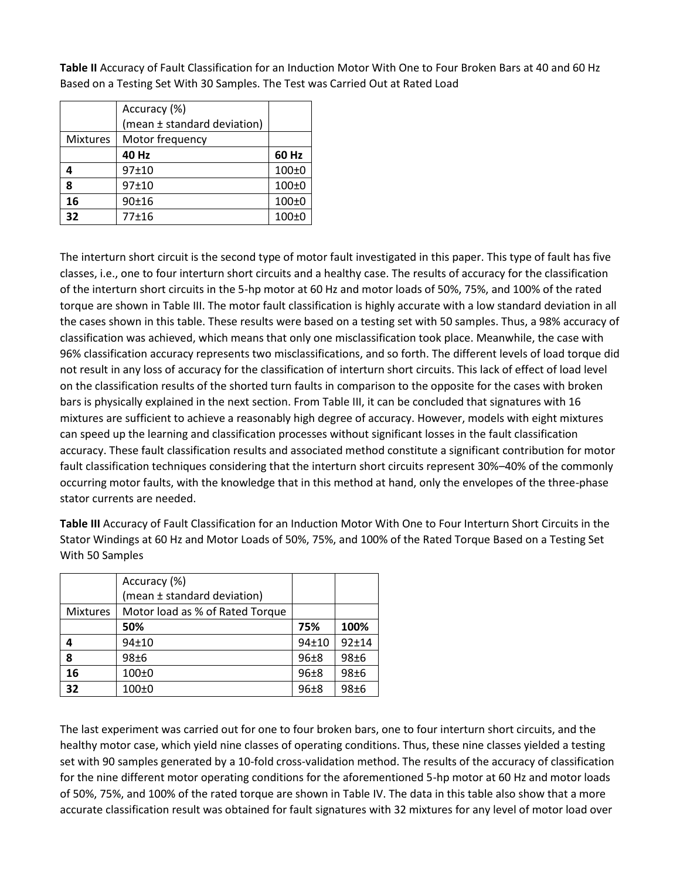**Table II** Accuracy of Fault Classification for an Induction Motor With One to Four Broken Bars at 40 and 60 Hz Based on a Testing Set With 30 Samples. The Test was Carried Out at Rated Load

| | Accuracy (%) (mean ± standard deviation) | |
|---|---|---|
| Mixtures | Motor frequency | |
| | **40 Hz** | **60 Hz** |
| **4** | 97±10 | 100±0 |
| **8** | 97±10 | 100±0 |
| **16** | 90±16 | 100±0 |
| **32** | 77±16 | 100±0 |

The interturn short circuit is the second type of motor fault investigated in this paper. This type of fault has five classes, i.e., one to four interturn short circuits and a healthy case. The results of accuracy for the classification of the interturn short circuits in the 5-hp motor at 60 Hz and motor loads of 50%, 75%, and 100% of the rated torque are shown in Table III. The motor fault classification is highly accurate with a low standard deviation in all the cases shown in this table. These results were based on a testing set with 50 samples. Thus, a 98% accuracy of classification was achieved, which means that only one misclassification took place. Meanwhile, the case with 96% classification accuracy represents two misclassifications, and so forth. The different levels of load torque did not result in any loss of accuracy for the classification of interturn short circuits. This lack of effect of load level on the classification results of the shorted turn faults in comparison to the opposite for the cases with broken bars is physically explained in the next section. From Table III, it can be concluded that signatures with 16 mixtures are sufficient to achieve a reasonably high degree of accuracy. However, models with eight mixtures can speed up the learning and classification processes without significant losses in the fault classification accuracy. These fault classification results and associated method constitute a significant contribution for motor fault classification techniques considering that the interturn short circuits represent 30%–40% of the commonly occurring motor faults, with the knowledge that in this method at hand, only the envelopes of the three-phase stator currents are needed.

**Table III** Accuracy of Fault Classification for an Induction Motor With One to Four Interturn Short Circuits in the Stator Windings at 60 Hz and Motor Loads of 50%, 75%, and 100% of the Rated Torque Based on a Testing Set With 50 Samples

| | Accuracy (%) (mean ± standard deviation) | | |
|---|---|---|---|
| Mixtures | Motor load as % of Rated Torque | | |
| | **50%** | **75%** | **100%** |
| **4** | 94±10 | 94±10 | 92±14 |
| **8** | 98±6 | 96±8 | 98±6 |
| **16** | 100±0 | 96±8 | 98±6 |
| **32** | 100±0 | 96±8 | 98±6 |

The last experiment was carried out for one to four broken bars, one to four interturn short circuits, and the healthy motor case, which yield nine classes of operating conditions. Thus, these nine classes yielded a testing set with 90 samples generated by a 10-fold cross-validation method. The results of the accuracy of classification for the nine different motor operating conditions for the aforementioned 5-hp motor at 60 Hz and motor loads of 50%, 75%, and 100% of the rated torque are shown in Table IV. The data in this table also show that a more accurate classification result was obtained for fault signatures with 32 mixtures for any level of motor load over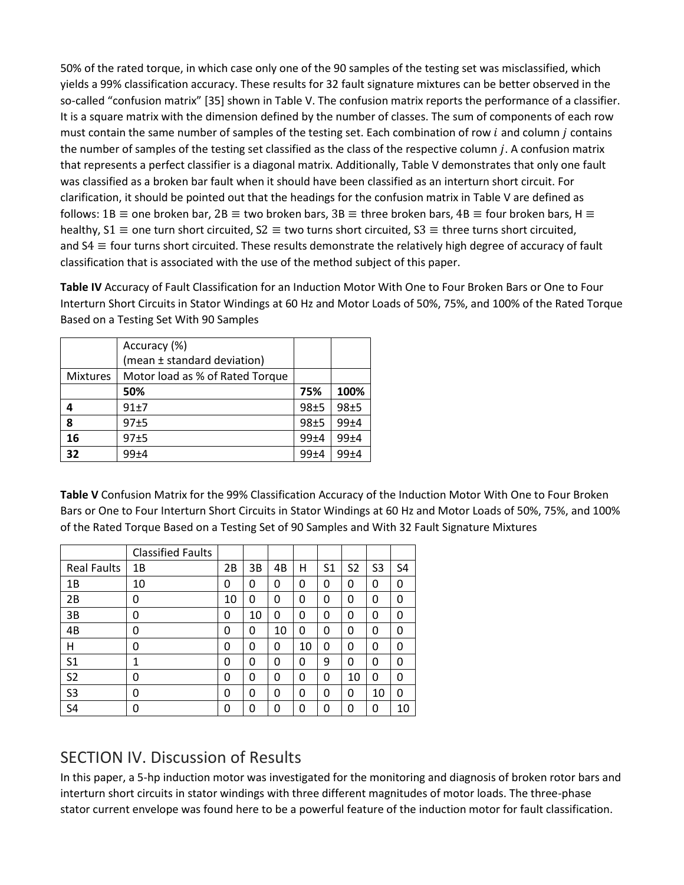50% of the rated torque, in which case only one of the 90 samples of the testing set was misclassified, which yields a 99% classification accuracy. These results for 32 fault signature mixtures can be better observed in the so-called "confusion matrix" [35] shown in Table V. The confusion matrix reports the performance of a classifier. It is a square matrix with the dimension defined by the number of classes. The sum of components of each row must contain the same number of samples of the testing set. Each combination of row $i$ and column $j$ contains the number of samples of the testing set classified as the class of the respective column $j$. A confusion matrix that represents a perfect classifier is a diagonal matrix. Additionally, Table V demonstrates that only one fault was classified as a broken bar fault when it should have been classified as an interturn short circuit. For clarification, it should be pointed out that the headings for the confusion matrix in Table V are defined as follows: 1B ≡ one broken bar, 2B ≡ two broken bars, 3B ≡ three broken bars, 4B ≡ four broken bars, H ≡ healthy, S1 ≡ one turn short circuited, S2 ≡ two turns short circuited, S3 ≡ three turns short circuited, and S4 ≡ four turns short circuited. These results demonstrate the relatively high degree of accuracy of fault classification that is associated with the use of the method subject of this paper.

**Table IV** Accuracy of Fault Classification for an Induction Motor With One to Four Broken Bars or One to Four Interturn Short Circuits in Stator Windings at 60 Hz and Motor Loads of 50%, 75%, and 100% of the Rated Torque Based on a Testing Set With 90 Samples

| | Accuracy (%) (mean ± standard deviation) | | |
|---|---|---|---|
| Mixtures | Motor load as % of Rated Torque | | |
| | **50%** | **75%** | **100%** |
| **4** | 91±7 | 98±5 | 98±5 |
| **8** | 97±5 | 98±5 | 99±4 |
| **16** | 97±5 | 99±4 | 99±4 |
| **32** | 99±4 | 99±4 | 99±4 |

**Table V** Confusion Matrix for the 99% Classification Accuracy of the Induction Motor With One to Four Broken Bars or One to Four Interturn Short Circuits in Stator Windings at 60 Hz and Motor Loads of 50%, 75%, and 100% of the Rated Torque Based on a Testing Set of 90 Samples and With 32 Fault Signature Mixtures

| | Classified Faults | | | | | | | | |
|---|---|---|---|---|---|---|---|---|---|
| Real Faults | 1B | 2B | 3B | 4B | H | S1 | S2 | S3 | S4 |
| 1B | 10 | 0 | 0 | 0 | 0 | 0 | 0 | 0 | 0 |
| 2B | 0 | 10 | 0 | 0 | 0 | 0 | 0 | 0 | 0 |
| 3B | 0 | 0 | 10 | 0 | 0 | 0 | 0 | 0 | 0 |
| 4B | 0 | 0 | 0 | 10 | 0 | 0 | 0 | 0 | 0 |
| H | 0 | 0 | 0 | 0 | 10 | 0 | 0 | 0 | 0 |
| S1 | 1 | 0 | 0 | 0 | 0 | 9 | 0 | 0 | 0 |
| S2 | 0 | 0 | 0 | 0 | 0 | 0 | 10 | 0 | 0 |
| S3 | 0 | 0 | 0 | 0 | 0 | 0 | 0 | 10 | 0 |
| S4 | 0 | 0 | 0 | 0 | 0 | 0 | 0 | 0 | 10 |

## SECTION IV. Discussion of Results

In this paper, a 5-hp induction motor was investigated for the monitoring and diagnosis of broken rotor bars and interturn short circuits in stator windings with three different magnitudes of motor loads. The three-phase stator current envelope was found here to be a powerful feature of the induction motor for fault classification.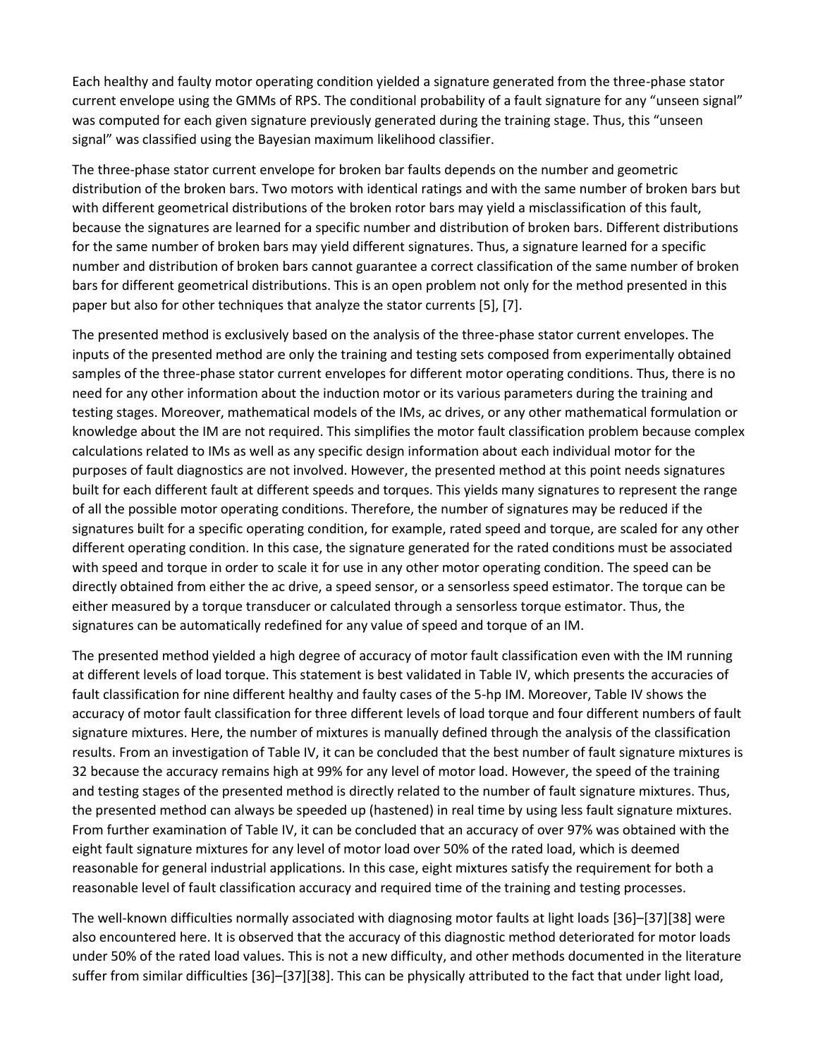Each healthy and faulty motor operating condition yielded a signature generated from the three-phase stator current envelope using the GMMs of RPS. The conditional probability of a fault signature for any "unseen signal" was computed for each given signature previously generated during the training stage. Thus, this "unseen signal" was classified using the Bayesian maximum likelihood classifier.

The three-phase stator current envelope for broken bar faults depends on the number and geometric distribution of the broken bars. Two motors with identical ratings and with the same number of broken bars but with different geometrical distributions of the broken rotor bars may yield a misclassification of this fault, because the signatures are learned for a specific number and distribution of broken bars. Different distributions for the same number of broken bars may yield different signatures. Thus, a signature learned for a specific number and distribution of broken bars cannot guarantee a correct classification of the same number of broken bars for different geometrical distributions. This is an open problem not only for the method presented in this paper but also for other techniques that analyze the stator currents [5], [7].

The presented method is exclusively based on the analysis of the three-phase stator current envelopes. The inputs of the presented method are only the training and testing sets composed from experimentally obtained samples of the three-phase stator current envelopes for different motor operating conditions. Thus, there is no need for any other information about the induction motor or its various parameters during the training and testing stages. Moreover, mathematical models of the IMs, ac drives, or any other mathematical formulation or knowledge about the IM are not required. This simplifies the motor fault classification problem because complex calculations related to IMs as well as any specific design information about each individual motor for the purposes of fault diagnostics are not involved. However, the presented method at this point needs signatures built for each different fault at different speeds and torques. This yields many signatures to represent the range of all the possible motor operating conditions. Therefore, the number of signatures may be reduced if the signatures built for a specific operating condition, for example, rated speed and torque, are scaled for any other different operating condition. In this case, the signature generated for the rated conditions must be associated with speed and torque in order to scale it for use in any other motor operating condition. The speed can be directly obtained from either the ac drive, a speed sensor, or a sensorless speed estimator. The torque can be either measured by a torque transducer or calculated through a sensorless torque estimator. Thus, the signatures can be automatically redefined for any value of speed and torque of an IM.

The presented method yielded a high degree of accuracy of motor fault classification even with the IM running at different levels of load torque. This statement is best validated in Table IV, which presents the accuracies of fault classification for nine different healthy and faulty cases of the 5-hp IM. Moreover, Table IV shows the accuracy of motor fault classification for three different levels of load torque and four different numbers of fault signature mixtures. Here, the number of mixtures is manually defined through the analysis of the classification results. From an investigation of Table IV, it can be concluded that the best number of fault signature mixtures is 32 because the accuracy remains high at 99% for any level of motor load. However, the speed of the training and testing stages of the presented method is directly related to the number of fault signature mixtures. Thus, the presented method can always be speeded up (hastened) in real time by using less fault signature mixtures. From further examination of Table IV, it can be concluded that an accuracy of over 97% was obtained with the eight fault signature mixtures for any level of motor load over 50% of the rated load, which is deemed reasonable for general industrial applications. In this case, eight mixtures satisfy the requirement for both a reasonable level of fault classification accuracy and required time of the training and testing processes.

The well-known difficulties normally associated with diagnosing motor faults at light loads [36]–[37][38] were also encountered here. It is observed that the accuracy of this diagnostic method deteriorated for motor loads under 50% of the rated load values. This is not a new difficulty, and other methods documented in the literature suffer from similar difficulties [36]–[37][38]. This can be physically attributed to the fact that under light load,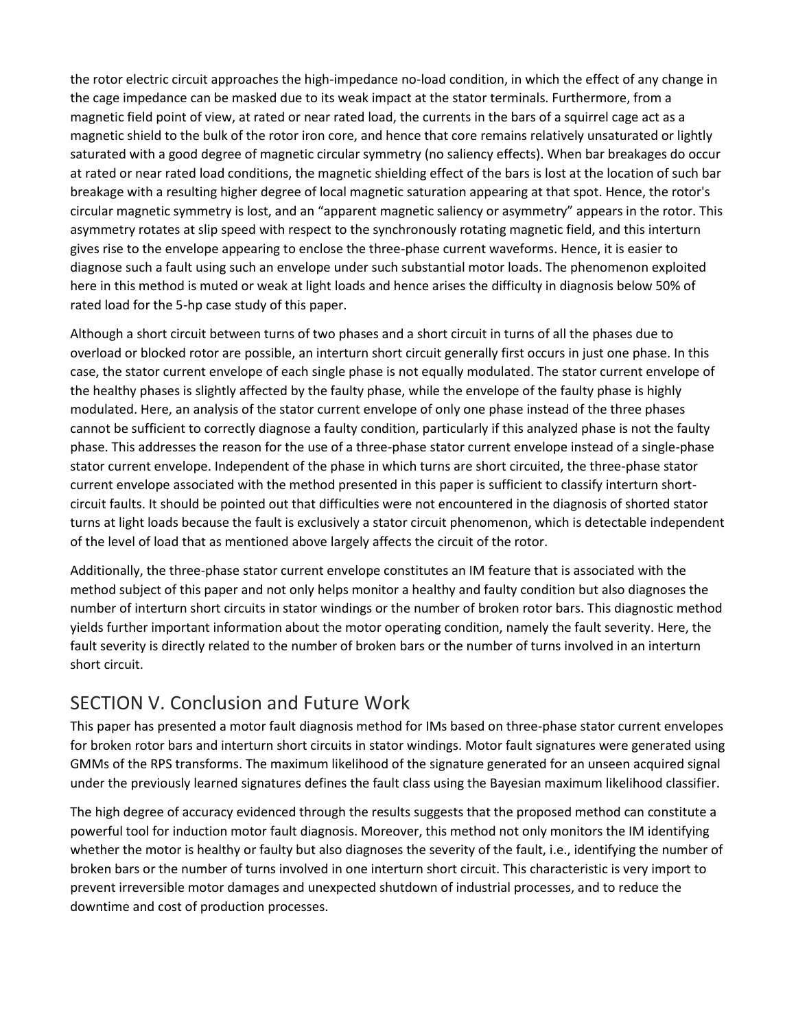the rotor electric circuit approaches the high-impedance no-load condition, in which the effect of any change in the cage impedance can be masked due to its weak impact at the stator terminals. Furthermore, from a magnetic field point of view, at rated or near rated load, the currents in the bars of a squirrel cage act as a magnetic shield to the bulk of the rotor iron core, and hence that core remains relatively unsaturated or lightly saturated with a good degree of magnetic circular symmetry (no saliency effects). When bar breakages do occur at rated or near rated load conditions, the magnetic shielding effect of the bars is lost at the location of such bar breakage with a resulting higher degree of local magnetic saturation appearing at that spot. Hence, the rotor's circular magnetic symmetry is lost, and an "apparent magnetic saliency or asymmetry" appears in the rotor. This asymmetry rotates at slip speed with respect to the synchronously rotating magnetic field, and this interturn gives rise to the envelope appearing to enclose the three-phase current waveforms. Hence, it is easier to diagnose such a fault using such an envelope under such substantial motor loads. The phenomenon exploited here in this method is muted or weak at light loads and hence arises the difficulty in diagnosis below 50% of rated load for the 5-hp case study of this paper.

Although a short circuit between turns of two phases and a short circuit in turns of all the phases due to overload or blocked rotor are possible, an interturn short circuit generally first occurs in just one phase. In this case, the stator current envelope of each single phase is not equally modulated. The stator current envelope of the healthy phases is slightly affected by the faulty phase, while the envelope of the faulty phase is highly modulated. Here, an analysis of the stator current envelope of only one phase instead of the three phases cannot be sufficient to correctly diagnose a faulty condition, particularly if this analyzed phase is not the faulty phase. This addresses the reason for the use of a three-phase stator current envelope instead of a single-phase stator current envelope. Independent of the phase in which turns are short circuited, the three-phase stator current envelope associated with the method presented in this paper is sufficient to classify interturn short-circuit faults. It should be pointed out that difficulties were not encountered in the diagnosis of shorted stator turns at light loads because the fault is exclusively a stator circuit phenomenon, which is detectable independent of the level of load that as mentioned above largely affects the circuit of the rotor.

Additionally, the three-phase stator current envelope constitutes an IM feature that is associated with the method subject of this paper and not only helps monitor a healthy and faulty condition but also diagnoses the number of interturn short circuits in stator windings or the number of broken rotor bars. This diagnostic method yields further important information about the motor operating condition, namely the fault severity. Here, the fault severity is directly related to the number of broken bars or the number of turns involved in an interturn short circuit.

## SECTION V. Conclusion and Future Work

This paper has presented a motor fault diagnosis method for IMs based on three-phase stator current envelopes for broken rotor bars and interturn short circuits in stator windings. Motor fault signatures were generated using GMMs of the RPS transforms. The maximum likelihood of the signature generated for an unseen acquired signal under the previously learned signatures defines the fault class using the Bayesian maximum likelihood classifier.

The high degree of accuracy evidenced through the results suggests that the proposed method can constitute a powerful tool for induction motor fault diagnosis. Moreover, this method not only monitors the IM identifying whether the motor is healthy or faulty but also diagnoses the severity of the fault, i.e., identifying the number of broken bars or the number of turns involved in one interturn short circuit. This characteristic is very import to prevent irreversible motor damages and unexpected shutdown of industrial processes, and to reduce the downtime and cost of production processes.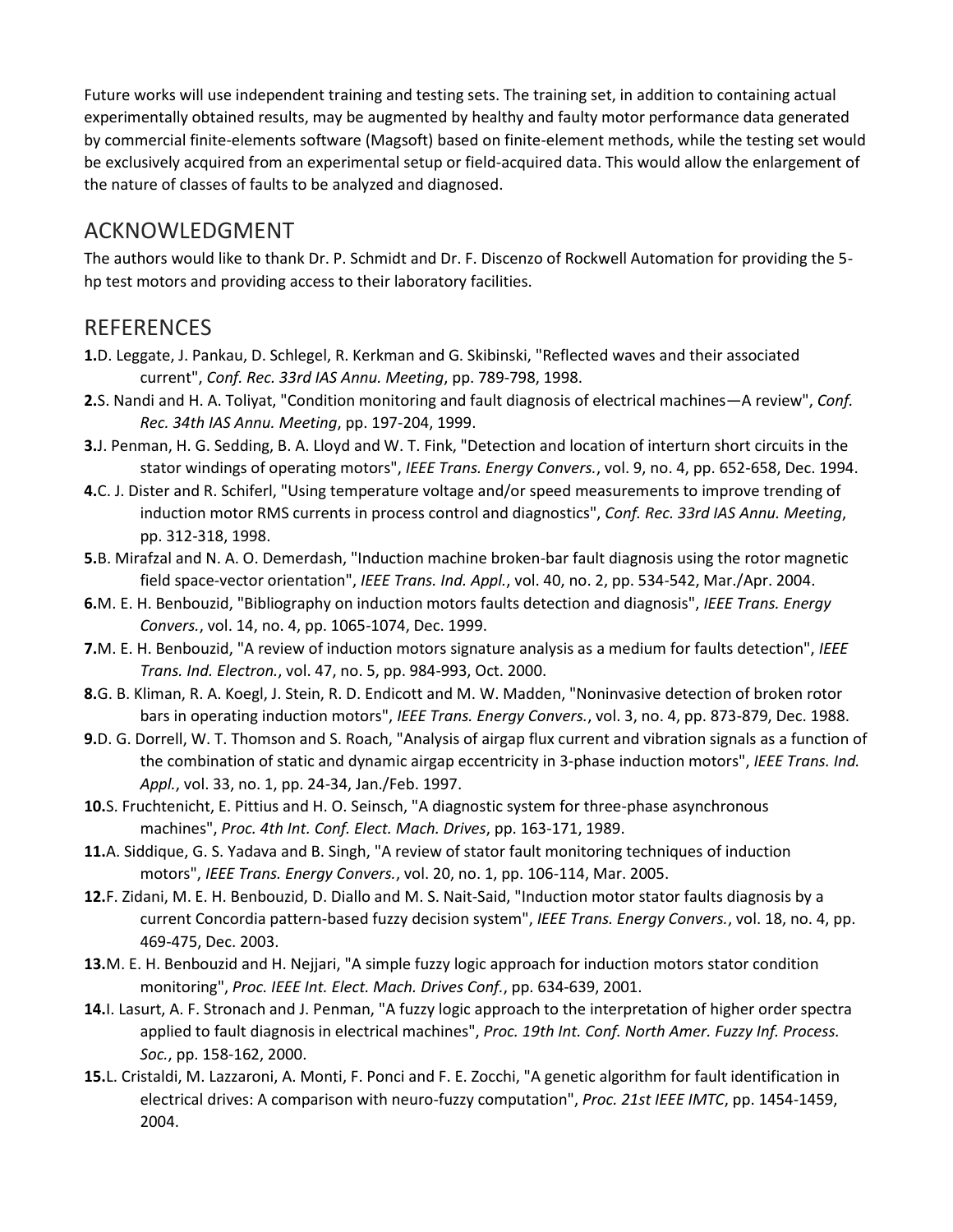Future works will use independent training and testing sets. The training set, in addition to containing actual experimentally obtained results, may be augmented by healthy and faulty motor performance data generated by commercial finite-elements software (Magsoft) based on finite-element methods, while the testing set would be exclusively acquired from an experimental setup or field-acquired data. This would allow the enlargement of the nature of classes of faults to be analyzed and diagnosed.

## ACKNOWLEDGMENT

The authors would like to thank Dr. P. Schmidt and Dr. F. Discenzo of Rockwell Automation for providing the 5-hp test motors and providing access to their laboratory facilities.

## REFERENCES

**1.** D. Leggate, J. Pankau, D. Schlegel, R. Kerkman and G. Skibinski, "Reflected waves and their associated current", *Conf. Rec. 33rd IAS Annu. Meeting*, pp. 789-798, 1998.

**2.** S. Nandi and H. A. Toliyat, "Condition monitoring and fault diagnosis of electrical machines—A review", *Conf. Rec. 34th IAS Annu. Meeting*, pp. 197-204, 1999.

**3.** J. Penman, H. G. Sedding, B. A. Lloyd and W. T. Fink, "Detection and location of interturn short circuits in the stator windings of operating motors", *IEEE Trans. Energy Convers.*, vol. 9, no. 4, pp. 652-658, Dec. 1994.

**4.** C. J. Dister and R. Schiferl, "Using temperature voltage and/or speed measurements to improve trending of induction motor RMS currents in process control and diagnostics", *Conf. Rec. 33rd IAS Annu. Meeting*, pp. 312-318, 1998.

**5.** B. Mirafzal and N. A. O. Demerdash, "Induction machine broken-bar fault diagnosis using the rotor magnetic field space-vector orientation", *IEEE Trans. Ind. Appl.*, vol. 40, no. 2, pp. 534-542, Mar./Apr. 2004.

**6.** M. E. H. Benbouzid, "Bibliography on induction motors faults detection and diagnosis", *IEEE Trans. Energy Convers.*, vol. 14, no. 4, pp. 1065-1074, Dec. 1999.

**7.** M. E. H. Benbouzid, "A review of induction motors signature analysis as a medium for faults detection", *IEEE Trans. Ind. Electron.*, vol. 47, no. 5, pp. 984-993, Oct. 2000.

**8.** G. B. Kliman, R. A. Koegl, J. Stein, R. D. Endicott and M. W. Madden, "Noninvasive detection of broken rotor bars in operating induction motors", *IEEE Trans. Energy Convers.*, vol. 3, no. 4, pp. 873-879, Dec. 1988.

**9.** D. G. Dorrell, W. T. Thomson and S. Roach, "Analysis of airgap flux current and vibration signals as a function of the combination of static and dynamic airgap eccentricity in 3-phase induction motors", *IEEE Trans. Ind. Appl.*, vol. 33, no. 1, pp. 24-34, Jan./Feb. 1997.

**10.** S. Fruchtenicht, E. Pittius and H. O. Seinsch, "A diagnostic system for three-phase asynchronous machines", *Proc. 4th Int. Conf. Elect. Mach. Drives*, pp. 163-171, 1989.

**11.** A. Siddique, G. S. Yadava and B. Singh, "A review of stator fault monitoring techniques of induction motors", *IEEE Trans. Energy Convers.*, vol. 20, no. 1, pp. 106-114, Mar. 2005.

**12.** F. Zidani, M. E. H. Benbouzid, D. Diallo and M. S. Nait-Said, "Induction motor stator faults diagnosis by a current Concordia pattern-based fuzzy decision system", *IEEE Trans. Energy Convers.*, vol. 18, no. 4, pp. 469-475, Dec. 2003.

**13.** M. E. H. Benbouzid and H. Nejjari, "A simple fuzzy logic approach for induction motors stator condition monitoring", *Proc. IEEE Int. Elect. Mach. Drives Conf.*, pp. 634-639, 2001.

**14.** I. Lasurt, A. F. Stronach and J. Penman, "A fuzzy logic approach to the interpretation of higher order spectra applied to fault diagnosis in electrical machines", *Proc. 19th Int. Conf. North Amer. Fuzzy Inf. Process. Soc.*, pp. 158-162, 2000.

**15.** L. Cristaldi, M. Lazzaroni, A. Monti, F. Ponci and F. E. Zocchi, "A genetic algorithm for fault identification in electrical drives: A comparison with neuro-fuzzy computation", *Proc. 21st IEEE IMTC*, pp. 1454-1459, 2004.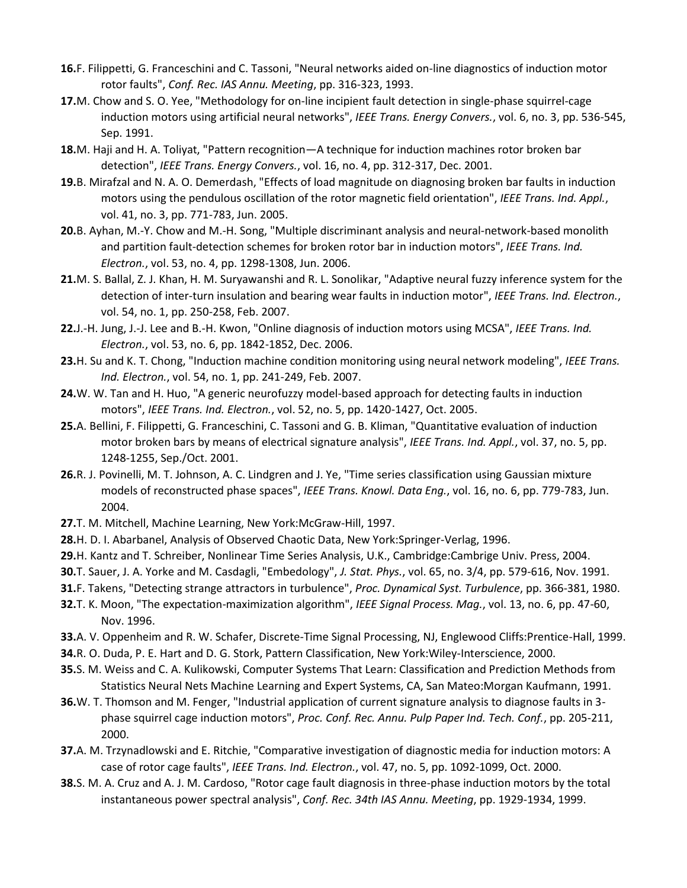**16.**F. Filippetti, G. Franceschini and C. Tassoni, "Neural networks aided on-line diagnostics of induction motor rotor faults", *Conf. Rec. IAS Annu. Meeting*, pp. 316-323, 1993.

**17.**M. Chow and S. O. Yee, "Methodology for on-line incipient fault detection in single-phase squirrel-cage induction motors using artificial neural networks", *IEEE Trans. Energy Convers.*, vol. 6, no. 3, pp. 536-545, Sep. 1991.

**18.**M. Haji and H. A. Toliyat, "Pattern recognition—A technique for induction machines rotor broken bar detection", *IEEE Trans. Energy Convers.*, vol. 16, no. 4, pp. 312-317, Dec. 2001.

**19.**B. Mirafzal and N. A. O. Demerdash, "Effects of load magnitude on diagnosing broken bar faults in induction motors using the pendulous oscillation of the rotor magnetic field orientation", *IEEE Trans. Ind. Appl.*, vol. 41, no. 3, pp. 771-783, Jun. 2005.

**20.**B. Ayhan, M.-Y. Chow and M.-H. Song, "Multiple discriminant analysis and neural-network-based monolith and partition fault-detection schemes for broken rotor bar in induction motors", *IEEE Trans. Ind. Electron.*, vol. 53, no. 4, pp. 1298-1308, Jun. 2006.

**21.**M. S. Ballal, Z. J. Khan, H. M. Suryawanshi and R. L. Sonolikar, "Adaptive neural fuzzy inference system for the detection of inter-turn insulation and bearing wear faults in induction motor", *IEEE Trans. Ind. Electron.*, vol. 54, no. 1, pp. 250-258, Feb. 2007.

**22.**J.-H. Jung, J.-J. Lee and B.-H. Kwon, "Online diagnosis of induction motors using MCSA", *IEEE Trans. Ind. Electron.*, vol. 53, no. 6, pp. 1842-1852, Dec. 2006.

**23.**H. Su and K. T. Chong, "Induction machine condition monitoring using neural network modeling", *IEEE Trans. Ind. Electron.*, vol. 54, no. 1, pp. 241-249, Feb. 2007.

**24.**W. W. Tan and H. Huo, "A generic neurofuzzy model-based approach for detecting faults in induction motors", *IEEE Trans. Ind. Electron.*, vol. 52, no. 5, pp. 1420-1427, Oct. 2005.

**25.**A. Bellini, F. Filippetti, G. Franceschini, C. Tassoni and G. B. Kliman, "Quantitative evaluation of induction motor broken bars by means of electrical signature analysis", *IEEE Trans. Ind. Appl.*, vol. 37, no. 5, pp. 1248-1255, Sep./Oct. 2001.

**26.**R. J. Povinelli, M. T. Johnson, A. C. Lindgren and J. Ye, "Time series classification using Gaussian mixture models of reconstructed phase spaces", *IEEE Trans. Knowl. Data Eng.*, vol. 16, no. 6, pp. 779-783, Jun. 2004.

**27.**T. M. Mitchell, Machine Learning, New York:McGraw-Hill, 1997.

**28.**H. D. I. Abarbanel, Analysis of Observed Chaotic Data, New York:Springer-Verlag, 1996.

**29.**H. Kantz and T. Schreiber, Nonlinear Time Series Analysis, U.K., Cambridge:Cambrige Univ. Press, 2004.

**30.**T. Sauer, J. A. Yorke and M. Casdagli, "Embedology", *J. Stat. Phys.*, vol. 65, no. 3/4, pp. 579-616, Nov. 1991.

**31.**F. Takens, "Detecting strange attractors in turbulence", *Proc. Dynamical Syst. Turbulence*, pp. 366-381, 1980.

**32.**T. K. Moon, "The expectation-maximization algorithm", *IEEE Signal Process. Mag.*, vol. 13, no. 6, pp. 47-60, Nov. 1996.

**33.**A. V. Oppenheim and R. W. Schafer, Discrete-Time Signal Processing, NJ, Englewood Cliffs:Prentice-Hall, 1999.

**34.**R. O. Duda, P. E. Hart and D. G. Stork, Pattern Classification, New York:Wiley-Interscience, 2000.

**35.**S. M. Weiss and C. A. Kulikowski, Computer Systems That Learn: Classification and Prediction Methods from Statistics Neural Nets Machine Learning and Expert Systems, CA, San Mateo:Morgan Kaufmann, 1991.

**36.**W. T. Thomson and M. Fenger, "Industrial application of current signature analysis to diagnose faults in 3-phase squirrel cage induction motors", *Proc. Conf. Rec. Annu. Pulp Paper Ind. Tech. Conf.*, pp. 205-211, 2000.

**37.**A. M. Trzynadlowski and E. Ritchie, "Comparative investigation of diagnostic media for induction motors: A case of rotor cage faults", *IEEE Trans. Ind. Electron.*, vol. 47, no. 5, pp. 1092-1099, Oct. 2000.

**38.**S. M. A. Cruz and A. J. M. Cardoso, "Rotor cage fault diagnosis in three-phase induction motors by the total instantaneous power spectral analysis", *Conf. Rec. 34th IAS Annu. Meeting*, pp. 1929-1934, 1999.